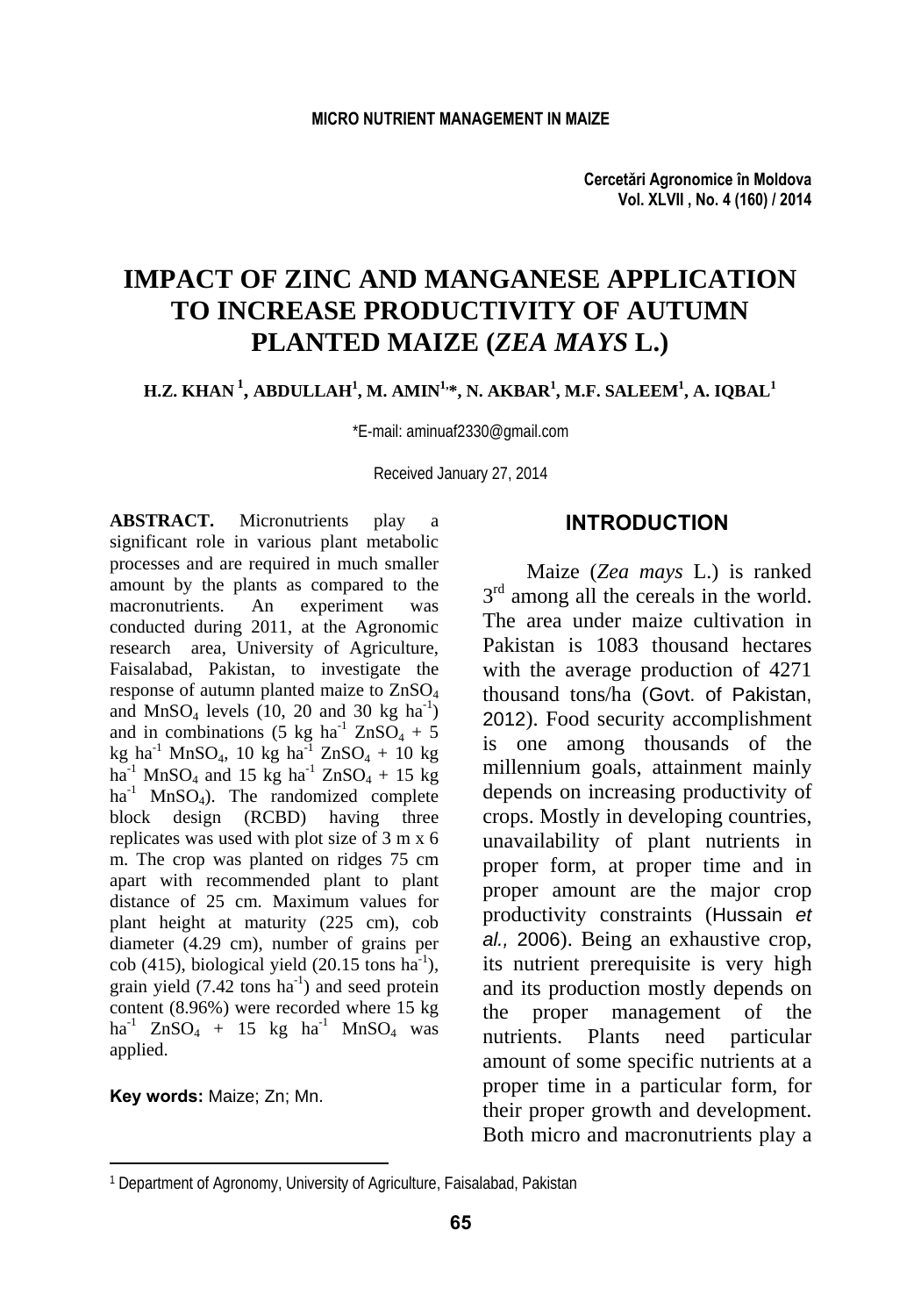# IMPACT OF ZINC AND MANGANESE APPLICATION TO INCREASE PRODUCTIVITY OF AUTUMN PLANTED MAIZE (*ZEA MAYS* L.)

**H.Z. KHAN [1], ABDULLAH[1], M. AMIN[1,*], N. AKBAR[1], M.F. SALEEM[1], A. IQBAL[1]**

*E-mail: aminuaf2330@gmail.com

Received January 27, 2014

**ABSTRACT.** Micronutrients play a significant role in various plant metabolic processes and are required in much smaller amount by the plants as compared to the macronutrients. An experiment was conducted during 2011, at the Agronomic research area, University of Agriculture, Faisalabad, Pakistan, to investigate the response of autumn planted maize to $ZnSO_4$ and $MnSO_4$ levels (10, 20 and 30 kg $ha^{-1}$) and in combinations (5 kg $ha^{-1}$ $ZnSO_4$ + 5 kg $ha^{-1}$ $MnSO_4$, 10 kg $ha^{-1}$ $ZnSO_4$ + 10 kg $ha^{-1}$ $MnSO_4$ and 15 kg $ha^{-1}$ $ZnSO_4$ + 15 kg $ha^{-1}$ $MnSO_4$). The randomized complete block design (RCBD) having three replicates was used with plot size of 3 m x 6 m. The crop was planted on ridges 75 cm apart with recommended plant to plant distance of 25 cm. Maximum values for plant height at maturity (225 cm), cob diameter (4.29 cm), number of grains per cob (415), biological yield (20.15 tons $ha^{-1}$), grain yield (7.42 tons $ha^{-1}$) and seed protein content (8.96%) were recorded where 15 kg $ha^{-1}$ $ZnSO_4$ + 15 kg $ha^{-1}$ $MnSO_4$ was applied.

**Key words:** Maize; Zn; Mn.

## INTRODUCTION

Maize (*Zea mays* L.) is ranked 3rd among all the cereals in the world. The area under maize cultivation in Pakistan is 1083 thousand hectares with the average production of 4271 thousand tons/ha (Govt. of Pakistan, 2012). Food security accomplishment is one among thousands of the millennium goals, attainment mainly depends on increasing productivity of crops. Mostly in developing countries, unavailability of plant nutrients in proper form, at proper time and in proper amount are the major crop productivity constraints (Hussain *et al.,* 2006). Being an exhaustive crop, its nutrient prerequisite is very high and its production mostly depends on the proper management of the nutrients. Plants need particular amount of some specific nutrients at a proper time in a particular form, for their proper growth and development. Both micro and macronutrients play a

[1] Department of Agronomy, University of Agriculture, Faisalabad, Pakistan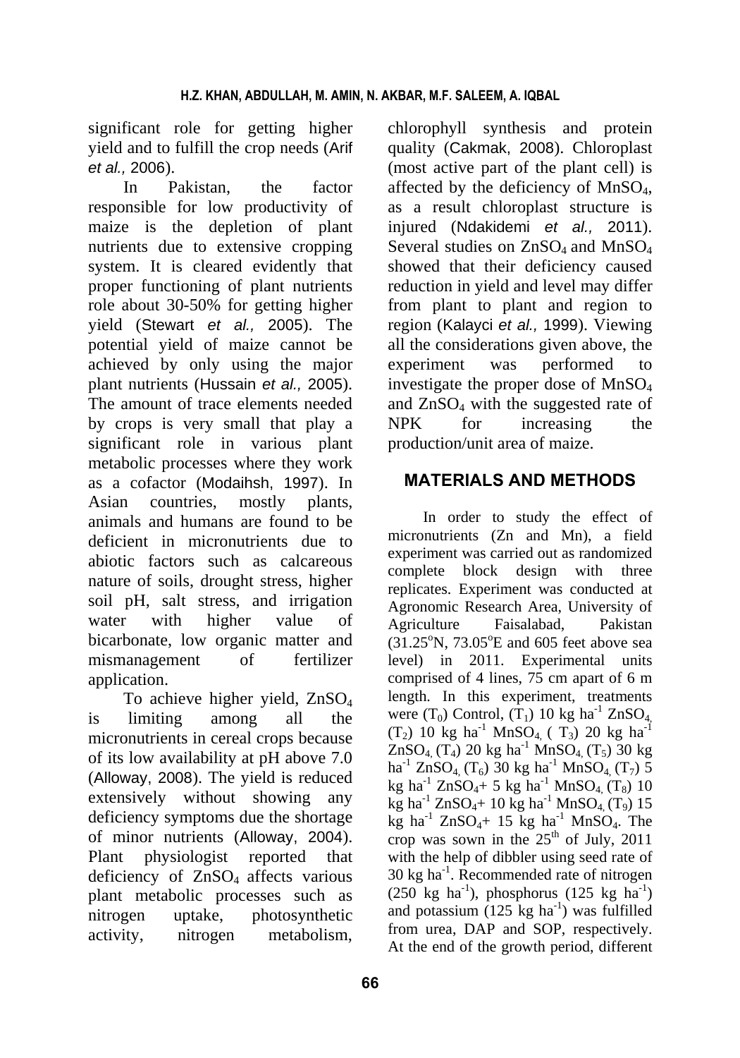significant role for getting higher yield and to fulfill the crop needs (Arif *et al.,* 2006).

In Pakistan, the factor responsible for low productivity of maize is the depletion of plant nutrients due to extensive cropping system. It is cleared evidently that proper functioning of plant nutrients role about 30-50% for getting higher yield (Stewart *et al.,* 2005). The potential yield of maize cannot be achieved by only using the major plant nutrients (Hussain *et al.,* 2005). The amount of trace elements needed by crops is very small that play a significant role in various plant metabolic processes where they work as a cofactor (Modaihsh, 1997). In Asian countries, mostly plants, animals and humans are found to be deficient in micronutrients due to abiotic factors such as calcareous nature of soils, drought stress, higher soil pH, salt stress, and irrigation water with higher value of bicarbonate, low organic matter and mismanagement of fertilizer application.

To achieve higher yield, $ZnSO_4$ is limiting among all the micronutrients in cereal crops because of its low availability at pH above 7.0 (Alloway, 2008). The yield is reduced extensively without showing any deficiency symptoms due the shortage of minor nutrients (Alloway, 2004). Plant physiologist reported that deficiency of $ZnSO_4$ affects various plant metabolic processes such as nitrogen uptake, photosynthetic activity, nitrogen metabolism, chlorophyll synthesis and protein quality (Cakmak, 2008). Chloroplast (most active part of the plant cell) is affected by the deficiency of $MnSO_4$, as a result chloroplast structure is injured (Ndakidemi *et al.,* 2011). Several studies on $ZnSO_4$ and $MnSO_4$ showed that their deficiency caused reduction in yield and level may differ from plant to plant and region to region (Kalayci *et al.,* 1999). Viewing all the considerations given above, the experiment was performed to investigate the proper dose of $MnSO_4$ and $ZnSO_4$ with the suggested rate of NPK for increasing the production/unit area of maize.

## MATERIALS AND METHODS

In order to study the effect of micronutrients (Zn and Mn), a field experiment was carried out as randomized complete block design with three replicates. Experiment was conducted at Agronomic Research Area, University of Agriculture Faisalabad, Pakistan (31.25°N, 73.05°E and 605 feet above sea level) in 2011. Experimental units comprised of 4 lines, 75 cm apart of 6 m length. In this experiment, treatments were ($T_0$) Control, ($T_1$) 10 kg ha$^{-1}$ $ZnSO_4$, ($T_2$) 10 kg ha$^{-1}$ $MnSO_4$, ($T_3$) 20 kg ha$^{-1}$ $ZnSO_4$, ($T_4$) 20 kg ha$^{-1}$ $MnSO_4$, ($T_5$) 30 kg ha$^{-1}$ $ZnSO_4$, ($T_6$) 30 kg ha$^{-1}$ $MnSO_4$, ($T_7$) 5 kg ha$^{-1}$ $ZnSO_4$+ 5 kg ha$^{-1}$ $MnSO_4$, ($T_8$) 10 kg ha$^{-1}$ $ZnSO_4$+ 10 kg ha$^{-1}$ $MnSO_4$, ($T_9$) 15 kg ha$^{-1}$ $ZnSO_4$+ 15 kg ha$^{-1}$ $MnSO_4$. The crop was sown in the 25$^{th}$ of July, 2011 with the help of dibbler using seed rate of 30 kg ha$^{-1}$. Recommended rate of nitrogen (250 kg ha$^{-1}$), phosphorus (125 kg ha$^{-1}$) and potassium (125 kg ha$^{-1}$) was fulfilled from urea, DAP and SOP, respectively. At the end of the growth period, different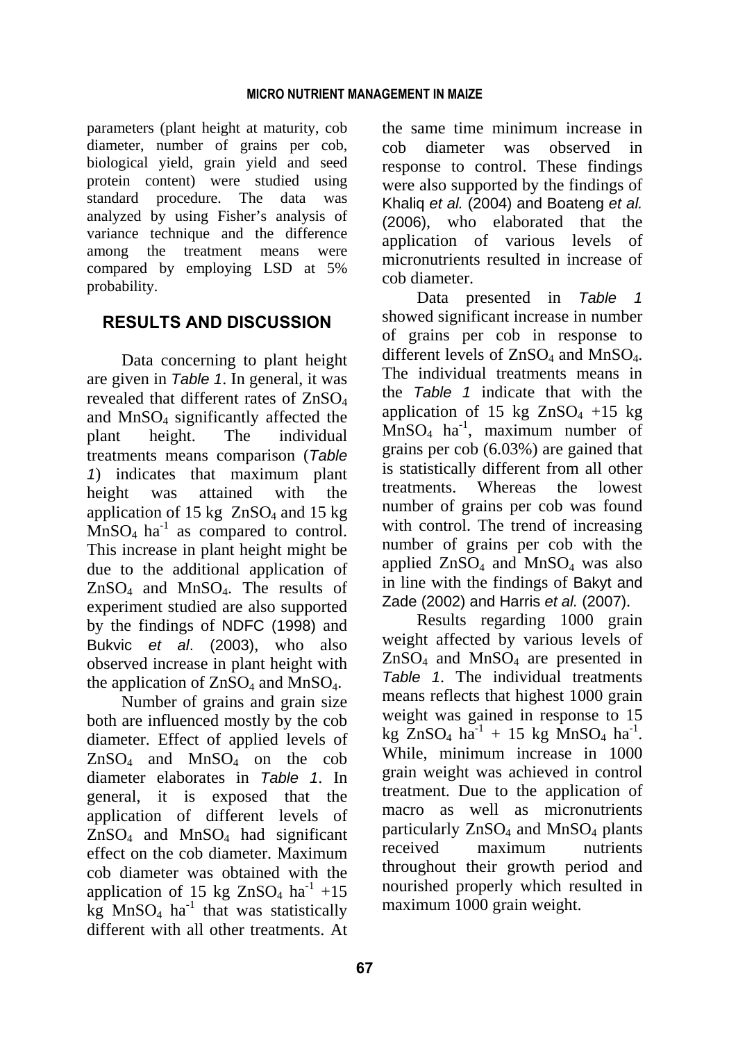parameters (plant height at maturity, cob diameter, number of grains per cob, biological yield, grain yield and seed protein content) were studied using standard procedure. The data was analyzed by using Fisher's analysis of variance technique and the difference among the treatment means were compared by employing LSD at 5% probability.

## RESULTS AND DISCUSSION

Data concerning to plant height are given in *Table 1*. In general, it was revealed that different rates of $ZnSO_4$ and $MnSO_4$ significantly affected the plant height. The individual treatments means comparison (*Table 1*) indicates that maximum plant height was attained with the application of 15 kg $ZnSO_4$ and 15 kg $MnSO_4$ $ha^{-1}$ as compared to control. This increase in plant height might be due to the additional application of $ZnSO_4$ and $MnSO_4$. The results of experiment studied are also supported by the findings of NDFC (1998) and Bukvic *et al*. (2003), who also observed increase in plant height with the application of $ZnSO_4$ and $MnSO_4$.

Number of grains and grain size both are influenced mostly by the cob diameter. Effect of applied levels of $ZnSO_4$ and $MnSO_4$ on the cob diameter elaborates in *Table 1*. In general, it is exposed that the application of different levels of $ZnSO_4$ and $MnSO_4$ had significant effect on the cob diameter. Maximum cob diameter was obtained with the application of 15 kg $ZnSO_4$ $ha^{-1}$ +15 kg $MnSO_4$ $ha^{-1}$ that was statistically different with all other treatments. At the same time minimum increase in cob diameter was observed in response to control. These findings were also supported by the findings of Khaliq *et al.* (2004) and Boateng *et al.* (2006), who elaborated that the application of various levels of micronutrients resulted in increase of cob diameter.

Data presented in *Table 1* showed significant increase in number of grains per cob in response to different levels of $ZnSO_4$ and $MnSO_4$. The individual treatments means in the *Table 1* indicate that with the application of 15 kg $ZnSO_4$ +15 kg $MnSO_4$ $ha^{-1}$, maximum number of grains per cob (6.03%) are gained that is statistically different from all other treatments. Whereas the lowest number of grains per cob was found with control. The trend of increasing number of grains per cob with the applied $ZnSO_4$ and $MnSO_4$ was also in line with the findings of Bakyt and Zade (2002) and Harris *et al.* (2007).

Results regarding 1000 grain weight affected by various levels of $ZnSO_4$ and $MnSO_4$ are presented in *Table 1*. The individual treatments means reflects that highest 1000 grain weight was gained in response to 15 kg $ZnSO_4$ $ha^{-1}$ + 15 kg $MnSO_4$ $ha^{-1}$. While, minimum increase in 1000 grain weight was achieved in control treatment. Due to the application of macro as well as micronutrients particularly $ZnSO_4$ and $MnSO_4$ plants received maximum nutrients throughout their growth period and nourished properly which resulted in maximum 1000 grain weight.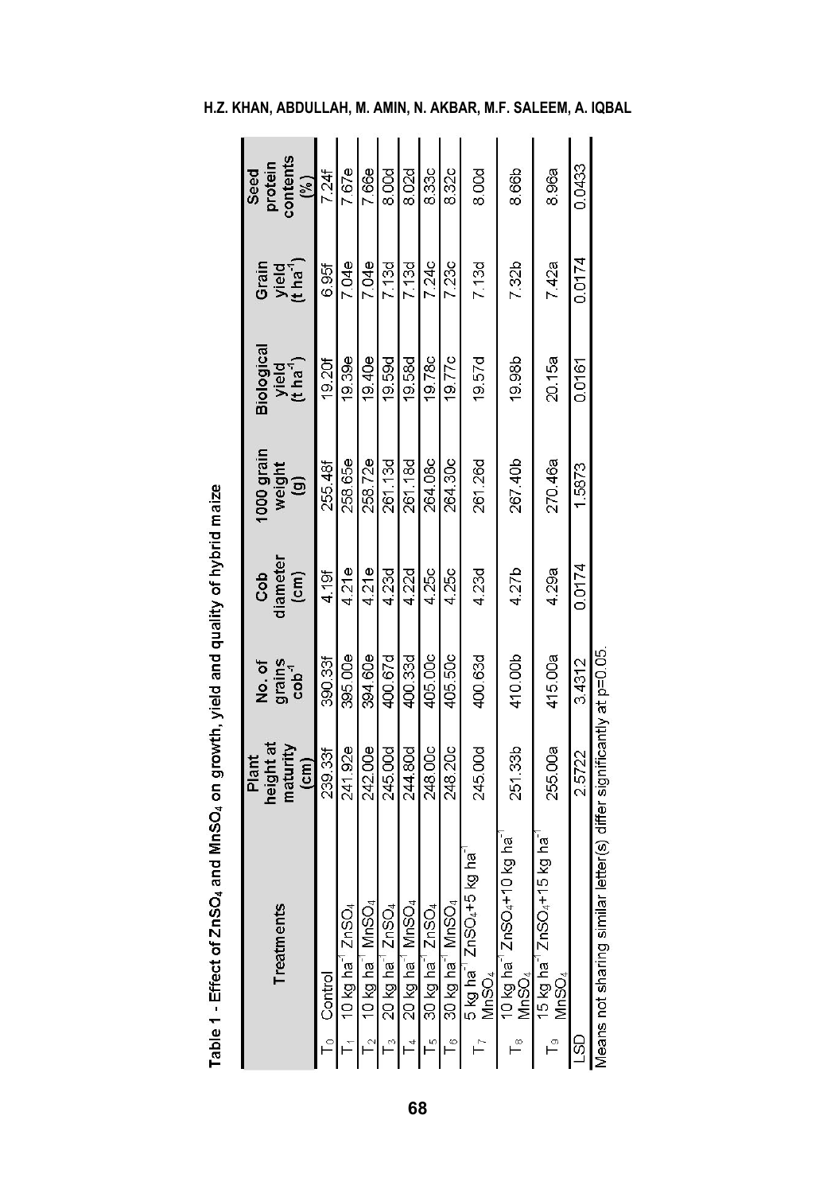Table 1 - Effect of $ZnSO_4$ and $MnSO_4$ on growth, yield and quality of hybrid maize

| | Treatments | Plant height at maturity (cm) | No. of grains $cob^{-1}$ | Cob diameter (cm) | 1000 grain weight (g) | Biological yield ($t\ ha^{-1}$) | Grain yield ($t\ ha^{-1}$) | Seed protein contents (%) |
|---|---|---|---|---|---|---|---|---|
| $T_0$ | Control | 239.33f | 390.33f | 4.19f | 255.48f | 19.20f | 6.95f | 7.24f |
| $T_1$ | 10 kg $ha^{-1}$ $ZnSO_4$ | 241.92e | 395.00e | 4.21e | 258.65e | 19.39e | 7.04e | 7.67e |
| $T_2$ | 10 kg $ha^{-1}$ $MnSO_4$ | 242.00e | 394.60e | 4.21e | 258.72e | 19.40e | 7.04e | 7.66e |
| $T_3$ | 20 kg $ha^{-1}$ $ZnSO_4$ | 245.00d | 400.67d | 4.23d | 261.13d | 19.59d | 7.13d | 8.00d |
| $T_4$ | 20 kg $ha^{-1}$ $MnSO_4$ | 244.80d | 400.33d | 4.22d | 261.18d | 19.58d | 7.13d | 8.02d |
| $T_5$ | 30 kg $ha^{-1}$ $ZnSO_4$ | 248.00c | 405.00c | 4.25c | 264.08c | 19.78c | 7.24c | 8.33c |
| $T_6$ | 30 kg $ha^{-1}$ $MnSO_4$ | 248.20c | 405.50c | 4.25c | 264.30c | 19.77c | 7.23c | 8.32c |
| $T_7$ | 5 kg $ha^{-1}$ $ZnSO_4$+5 kg $ha^{-1}$ $MnSO_4$ | 245.00d | 400.63d | 4.23d | 261.26d | 19.57d | 7.13d | 8.00d |
| $T_8$ | 10 kg $ha^{-1}$ $ZnSO_4$+10 kg $ha^{-1}$ $MnSO_4$ | 251.33b | 410.00b | 4.27b | 267.40b | 19.98b | 7.32b | 8.66b |
| $T_9$ | 15 kg $ha^{-1}$ $ZnSO_4$+15 kg $ha^{-1}$ $MnSO_4$ | 255.00a | 415.00a | 4.29a | 270.46a | 20.15a | 7.42a | 8.96a |
| LSD | | 2.5722 | 3.4312 | 0.0174 | 1.5873 | 0.0161 | 0.0174 | 0.0433 |

Means not sharing similar letter(s) differ significantly at $p=0.05$.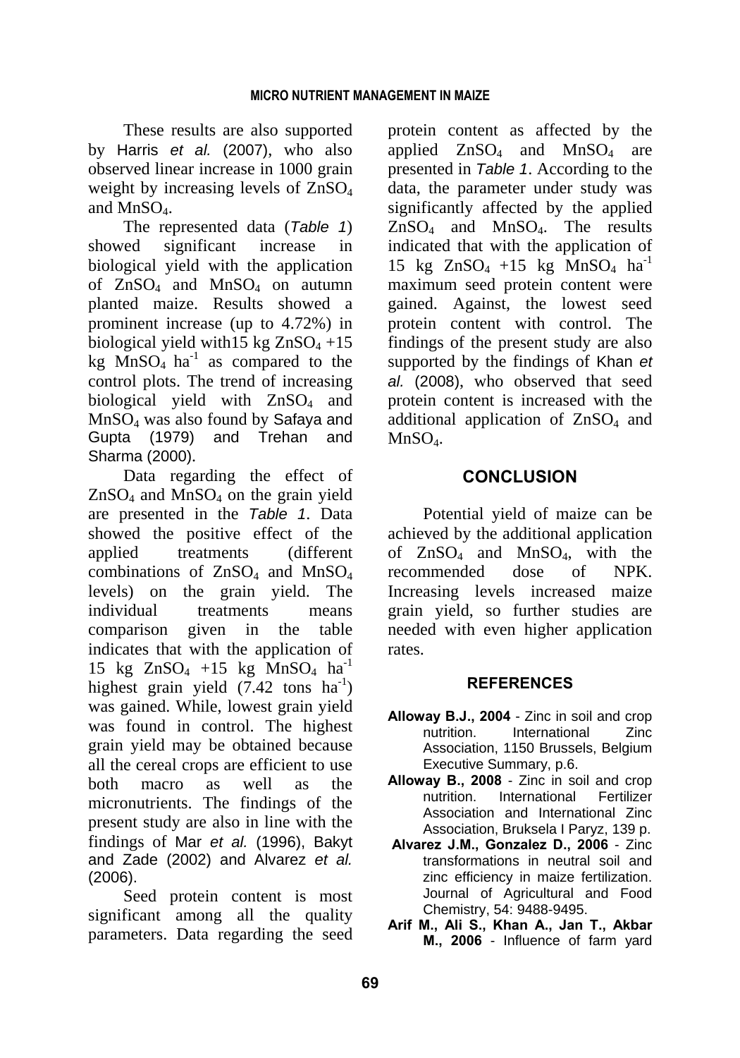These results are also supported by Harris *et al.* (2007), who also observed linear increase in 1000 grain weight by increasing levels of $ZnSO_4$ and $MnSO_4$.

The represented data (*Table 1*) showed significant increase in biological yield with the application of $ZnSO_4$ and $MnSO_4$ on autumn planted maize. Results showed a prominent increase (up to 4.72%) in biological yield with15 kg $ZnSO_4$ +15 kg $MnSO_4$ $ha^{-1}$ as compared to the control plots. The trend of increasing biological yield with $ZnSO_4$ and $MnSO_4$ was also found by Safaya and Gupta (1979) and Trehan and Sharma (2000).

Data regarding the effect of $ZnSO_4$ and $MnSO_4$ on the grain yield are presented in the *Table 1*. Data showed the positive effect of the applied treatments (different combinations of $ZnSO_4$ and $MnSO_4$ levels) on the grain yield. The individual treatments means comparison given in the table indicates that with the application of 15 kg $ZnSO_4$ +15 kg $MnSO_4$ $ha^{-1}$ highest grain yield (7.42 tons $ha^{-1}$) was gained. While, lowest grain yield was found in control. The highest grain yield may be obtained because all the cereal crops are efficient to use both macro as well as the micronutrients. The findings of the present study are also in line with the findings of Mar *et al.* (1996), Bakyt and Zade (2002) and Alvarez *et al.* (2006).

Seed protein content is most significant among all the quality parameters. Data regarding the seed protein content as affected by the applied $ZnSO_4$ and $MnSO_4$ are presented in *Table 1*. According to the data, the parameter under study was significantly affected by the applied $ZnSO_4$ and $MnSO_4$. The results indicated that with the application of 15 kg $ZnSO_4$ +15 kg $MnSO_4$ $ha^{-1}$ maximum seed protein content were gained. Against, the lowest seed protein content with control. The findings of the present study are also supported by the findings of Khan *et al.* (2008), who observed that seed protein content is increased with the additional application of $ZnSO_4$ and $MnSO_4$.

## CONCLUSION

Potential yield of maize can be achieved by the additional application of $ZnSO_4$ and $MnSO_4$, with the recommended dose of NPK. Increasing levels increased maize grain yield, so further studies are needed with even higher application rates.

## REFERENCES

**Alloway B.J., 2004** - Zinc in soil and crop nutrition. International Zinc Association, 1150 Brussels, Belgium Executive Summary, p.6.

**Alloway B., 2008** - Zinc in soil and crop nutrition. International Fertilizer Association and International Zinc Association, Bruksela I Paryz, 139 p.

**Alvarez J.M., Gonzalez D., 2006** - Zinc transformations in neutral soil and zinc efficiency in maize fertilization. Journal of Agricultural and Food Chemistry, 54: 9488-9495.

**Arif M., Ali S., Khan A., Jan T., Akbar M., 2006** - Influence of farm yard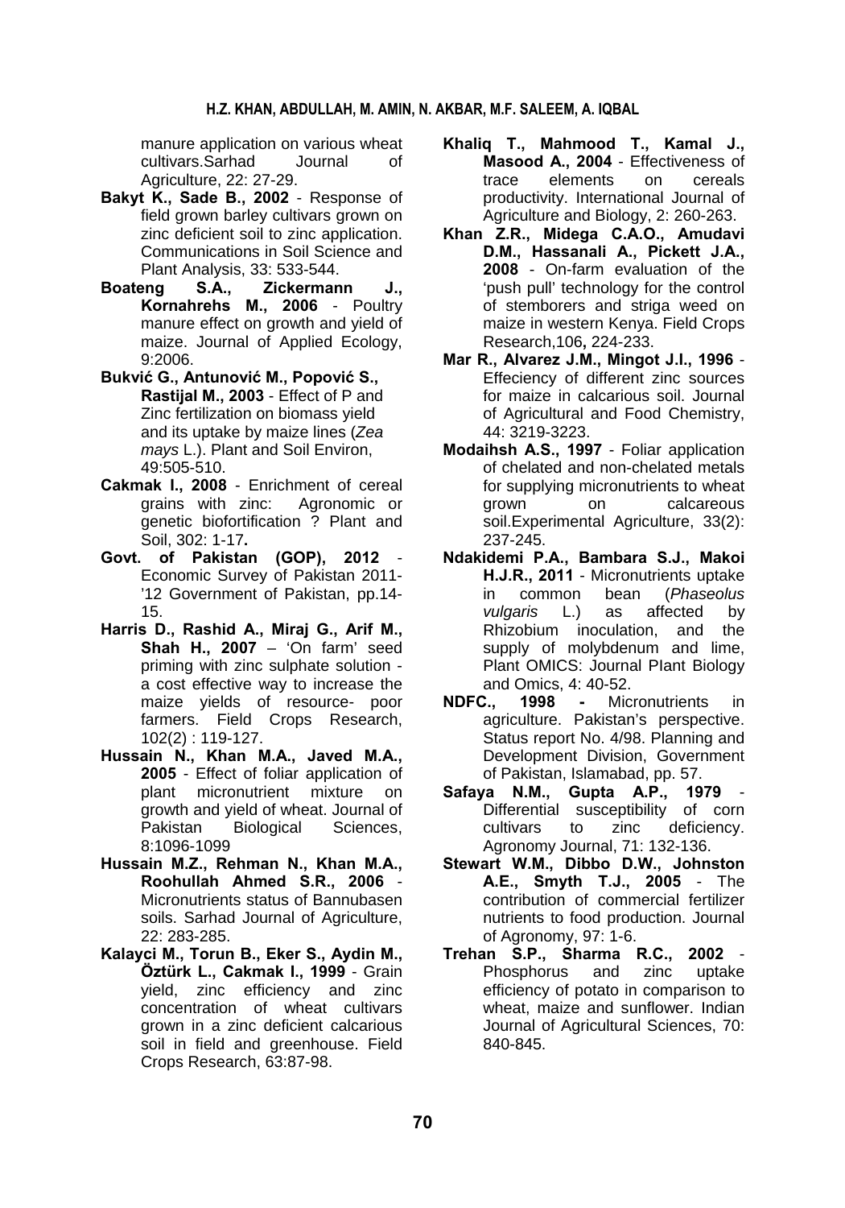manure application on various wheat cultivars.Sarhad Journal of Agriculture, 22: 27-29.

**Bakyt K., Sade B., 2002** - Response of field grown barley cultivars grown on zinc deficient soil to zinc application. Communications in Soil Science and Plant Analysis, 33: 533-544.

**Boateng S.A., Zickermann J., Kornahrehs M., 2006** - Poultry manure effect on growth and yield of maize. Journal of Applied Ecology, 9:2006.

**Bukvić G., Antunović M., Popović S., Rastijal M., 2003** - Effect of P and Zinc fertilization on biomass yield and its uptake by maize lines (*Zea mays* L.). Plant and Soil Environ, 49:505-510.

**Cakmak I., 2008** - Enrichment of cereal grains with zinc: Agronomic or genetic biofortification ? Plant and Soil, 302: 1-17.

**Govt. of Pakistan (GOP), 2012** - Economic Survey of Pakistan 2011-'12 Government of Pakistan, pp.14-15.

**Harris D., Rashid A., Miraj G., Arif M., Shah H., 2007** – 'On farm' seed priming with zinc sulphate solution - a cost effective way to increase the maize yields of resource- poor farmers. Field Crops Research, 102(2) : 119-127.

**Hussain N., Khan M.A., Javed M.A., 2005** - Effect of foliar application of plant micronutrient mixture on growth and yield of wheat. Journal of Pakistan Biological Sciences, 8:1096-1099

**Hussain M.Z., Rehman N., Khan M.A., Roohullah Ahmed S.R., 2006** - Micronutrients status of Bannubasen soils. Sarhad Journal of Agriculture, 22: 283-285.

**Kalayci M., Torun B., Eker S., Aydin M., Öztürk L., Cakmak I., 1999** - Grain yield, zinc efficiency and zinc concentration of wheat cultivars grown in a zinc deficient calcarious soil in field and greenhouse. Field Crops Research, 63:87-98.

**Khaliq T., Mahmood T., Kamal J., Masood A., 2004** - Effectiveness of trace elements on cereals productivity. International Journal of Agriculture and Biology, 2: 260-263.

**Khan Z.R., Midega C.A.O., Amudavi D.M., Hassanali A., Pickett J.A., 2008** - On-farm evaluation of the 'push pull' technology for the control of stemborers and striga weed on maize in western Kenya. Field Crops Research,106, 224-233.

**Mar R., Alvarez J.M., Mingot J.I., 1996** - Effeciency of different zinc sources for maize in calcarious soil. Journal of Agricultural and Food Chemistry, 44: 3219-3223.

**Modaihsh A.S., 1997** - Foliar application of chelated and non-chelated metals for supplying micronutrients to wheat grown on calcareous soil.Experimental Agriculture, 33(2): 237-245.

**Ndakidemi P.A., Bambara S.J., Makoi H.J.R., 2011** - Micronutrients uptake in common bean (*Phaseolus vulgaris* L.) as affected by Rhizobium inoculation, and the supply of molybdenum and lime, Plant OMICS: Journal PIant Biology and Omics, 4: 40-52.

**NDFC., 1998 -** Micronutrients in agriculture. Pakistan's perspective. Status report No. 4/98. Planning and Development Division, Government of Pakistan, Islamabad, pp. 57.

**Safaya N.M., Gupta A.P., 1979** - Differential susceptibility of corn cultivars to zinc deficiency. Agronomy Journal, 71: 132-136.

**Stewart W.M., Dibbo D.W., Johnston A.E., Smyth T.J., 2005** - The contribution of commercial fertilizer nutrients to food production. Journal of Agronomy, 97: 1-6.

**Trehan S.P., Sharma R.C., 2002** - Phosphorus and zinc uptake efficiency of potato in comparison to wheat, maize and sunflower. Indian Journal of Agricultural Sciences, 70: 840-845.